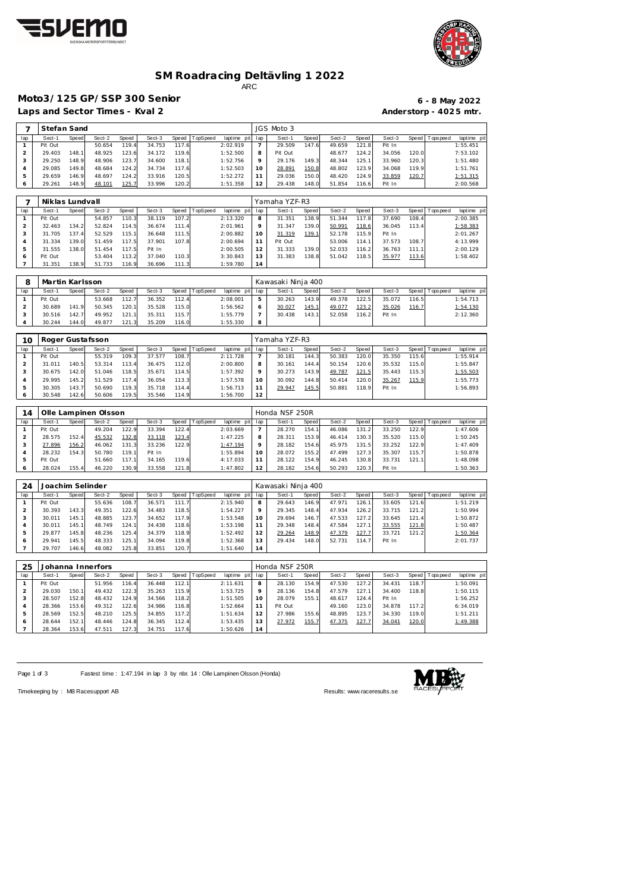# SM Roadracing Deltävling 1 2022

ARC

## Moto3/125 GP/SSP 300 Senior

**6 - 8 May 2022**

**Laps and Sector Times - Kval 2**

**Anderstorp - 4025 mtr.**

| 7 | Stefan Sand | | | | | | | | | JGS Moto 3 | | | | | | | |
|---|---|---|---|---|---|---|---|---|---|---|---|---|---|---|---|---|---|
| lap | Sect-1 | Speed | Sect-2 | Speed | Sect-3 | Speed | TopSpeed | laptime pit | lap | Sect-1 | Speed | Sect-2 | Speed | Sect-3 | Speed | Topspeed | laptime pit |
| 1 | Pit Out | | 50.654 | 119.4 | 34.753 | 117.6 | | 2:02.919 | 7 | 29.509 | 147.6 | 49.659 | 121.8 | Pit In | | | 1:55.451 |
| 2 | 29.403 | 148.1 | 48.925 | 123.6 | 34.172 | 119.6 | | 1:52.500 | 8 | Pit Out | | 48.677 | 124.2 | 34.056 | 120.0 | | 7:53.102 |
| 3 | 29.250 | 148.9 | 48.906 | 123.7 | 34.600 | 118.1 | | 1:52.756 | 9 | 29.176 | 149.3 | 48.344 | 125.1 | 33.960 | 120.3 | | 1:51.480 |
| 4 | 29.085 | 149.8 | 48.684 | 124.2 | 34.734 | 117.6 | | 1:52.503 | 10 | 28.891 | 150.8 | 48.802 | 123.9 | 34.068 | 119.9 | | 1:51.761 |
| 5 | 29.659 | 146.9 | 48.697 | 124.2 | 33.916 | 120.5 | | 1:52.272 | 11 | 29.036 | 150.0 | 48.420 | 124.9 | 33.859 | 120.7 | | 1:51.315 |
| 6 | 29.261 | 148.9 | 48.101 | 125.7 | 33.996 | 120.2 | | 1:51.358 | 12 | 29.438 | 148.0 | 51.854 | 116.6 | Pit In | | | 2:00.568 |

| 7 | Niklas Lundvall | | | | | | | | | Yamaha YZF-R3 | | | | | | | |
|---|---|---|---|---|---|---|---|---|---|---|---|---|---|---|---|---|---|
| lap | Sect-1 | Speed | Sect-2 | Speed | Sect-3 | Speed | TopSpeed | laptime pit | lap | Sect-1 | Speed | Sect-2 | Speed | Sect-3 | Speed | Topspeed | laptime pit |
| 1 | Pit Out | | 54.857 | 110.3 | 38.119 | 107.2 | | 2:13.320 | 8 | 31.351 | 138.9 | 51.344 | 117.8 | 37.690 | 108.4 | | 2:00.385 |
| 2 | 32.463 | 134.2 | 52.824 | 114.5 | 36.674 | 111.4 | | 2:01.961 | 9 | 31.347 | 139.0 | 50.991 | 118.6 | 36.045 | 113.4 | | 1:58.383 |
| 3 | 31.705 | 137.4 | 52.529 | 115.1 | 36.648 | 111.5 | | 2:00.882 | 10 | 31.319 | 139.1 | 52.178 | 115.9 | Pit In | | | 2:01.267 |
| 4 | 31.334 | 139.0 | 51.459 | 117.5 | 37.901 | 107.8 | | 2:00.694 | 11 | Pit Out | | 53.006 | 114.1 | 37.573 | 108.7 | | 4:13.999 |
| 5 | 31.555 | 138.0 | 51.454 | 117.5 | Pit In | | | 2:00.505 | 12 | 31.333 | 139.0 | 52.033 | 116.2 | 36.763 | 111.1 | | 2:00.129 |
| 6 | Pit Out | | 53.404 | 113.2 | 37.040 | 110.3 | | 3:30.843 | 13 | 31.383 | 138.8 | 51.042 | 118.5 | 35.977 | 113.6 | | 1:58.402 |
| 7 | 31.351 | 138.9 | 51.733 | 116.9 | 36.696 | 111.3 | | 1:59.780 | 14 | | | | | | | | |

| 8 | Martin Karlsson | | | | | | | | | Kawasaki Ninja 400 | | | | | | | |
|---|---|---|---|---|---|---|---|---|---|---|---|---|---|---|---|---|---|
| lap | Sect-1 | Speed | Sect-2 | Speed | Sect-3 | Speed | TopSpeed | laptime pit | lap | Sect-1 | Speed | Sect-2 | Speed | Sect-3 | Speed | Topspeed | laptime pit |
| 1 | Pit Out | | 53.668 | 112.7 | 36.352 | 112.4 | | 2:08.001 | 5 | 30.263 | 143.9 | 49.378 | 122.5 | 35.072 | 116.5 | | 1:54.713 |
| 2 | 30.689 | 141.9 | 50.345 | 120.1 | 35.528 | 115.0 | | 1:56.562 | 6 | 30.027 | 145.1 | 49.077 | 123.2 | 35.026 | 116.7 | | 1:54.130 |
| 3 | 30.516 | 142.7 | 49.952 | 121.1 | 35.311 | 115.7 | | 1:55.779 | 7 | 30.438 | 143.1 | 52.058 | 116.2 | Pit In | | | 2:12.360 |
| 4 | 30.244 | 144.0 | 49.877 | 121.3 | 35.209 | 116.0 | | 1:55.330 | 8 | | | | | | | | |

| 10 | Roger Gustafsson | | | | | | | | | Yamaha YZF-R3 | | | | | | | |
|---|---|---|---|---|---|---|---|---|---|---|---|---|---|---|---|---|---|
| lap | Sect-1 | Speed | Sect-2 | Speed | Sect-3 | Speed | TopSpeed | laptime pit | lap | Sect-1 | Speed | Sect-2 | Speed | Sect-3 | Speed | Topspeed | laptime pit |
| 1 | Pit Out | | 55.319 | 109.3 | 37.577 | 108.7 | | 2:11.728 | 7 | 30.181 | 144.3 | 50.383 | 120.0 | 35.350 | 115.6 | | 1:55.914 |
| 2 | 31.011 | 140.5 | 53.314 | 113.4 | 36.475 | 112.0 | | 2:00.800 | 8 | 30.161 | 144.4 | 50.154 | 120.6 | 35.532 | 115.0 | | 1:55.847 |
| 3 | 30.675 | 142.0 | 51.046 | 118.5 | 35.671 | 114.5 | | 1:57.392 | 9 | 30.273 | 143.9 | 49.787 | 121.5 | 35.443 | 115.3 | | 1:55.503 |
| 4 | 29.995 | 145.2 | 51.529 | 117.4 | 36.054 | 113.3 | | 1:57.578 | 10 | 30.092 | 144.8 | 50.414 | 120.0 | 35.267 | 115.9 | | 1:55.773 |
| 5 | 30.305 | 143.7 | 50.690 | 119.3 | 35.718 | 114.4 | | 1:56.713 | 11 | 29.947 | 145.5 | 50.881 | 118.9 | Pit In | | | 1:56.893 |
| 6 | 30.548 | 142.6 | 50.606 | 119.5 | 35.546 | 114.9 | | 1:56.700 | 12 | | | | | | | | |

| 14 | Olle Lampinen Olsson | | | | | | | | | Honda NSF 250R | | | | | | | |
|---|---|---|---|---|---|---|---|---|---|---|---|---|---|---|---|---|---|
| lap | Sect-1 | Speed | Sect-2 | Speed | Sect-3 | Speed | TopSpeed | laptime pit | lap | Sect-1 | Speed | Sect-2 | Speed | Sect-3 | Speed | Topspeed | laptime pit |
| 1 | Pit Out | | 49.204 | 122.9 | 33.394 | 122.4 | | 2:03.669 | 7 | 28.270 | 154.1 | 46.086 | 131.2 | 33.250 | 122.9 | | 1:47.606 |
| 2 | 28.575 | 152.4 | 45.532 | 132.8 | 33.118 | 123.4 | | 1:47.225 | 8 | 28.311 | 153.9 | 46.414 | 130.3 | 35.520 | 115.0 | | 1:50.245 |
| 3 | 27.896 | 156.2 | 46.062 | 131.3 | 33.236 | 122.9 | | 1:47.194 | 9 | 28.182 | 154.6 | 45.975 | 131.5 | 33.252 | 122.9 | | 1:47.409 |
| 4 | 28.232 | 154.3 | 50.780 | 119.1 | Pit In | | | 1:55.894 | 10 | 28.072 | 155.2 | 47.499 | 127.3 | 35.307 | 115.7 | | 1:50.878 |
| 5 | Pit Out | | 51.660 | 117.1 | 34.165 | 119.6 | | 4:17.033 | 11 | 28.122 | 154.9 | 46.245 | 130.8 | 33.731 | 121.1 | | 1:48.098 |
| 6 | 28.024 | 155.4 | 46.220 | 130.9 | 33.558 | 121.8 | | 1:47.802 | 12 | 28.182 | 154.6 | 50.293 | 120.3 | Pit In | | | 1:50.363 |

| 24 | Joachim Selinder | | | | | | | | | Kawasaki Ninja 400 | | | | | | | |
|---|---|---|---|---|---|---|---|---|---|---|---|---|---|---|---|---|---|
| lap | Sect-1 | Speed | Sect-2 | Speed | Sect-3 | Speed | TopSpeed | laptime pit | lap | Sect-1 | Speed | Sect-2 | Speed | Sect-3 | Speed | Topspeed | laptime pit |
| 1 | Pit Out | | 55.636 | 108.7 | 36.571 | 111.7 | | 2:15.940 | 8 | 29.643 | 146.9 | 47.971 | 126.1 | 33.605 | 121.6 | | 1:51.219 |
| 2 | 30.393 | 143.3 | 49.351 | 122.6 | 34.483 | 118.5 | | 1:54.227 | 9 | 29.345 | 148.4 | 47.934 | 126.2 | 33.715 | 121.2 | | 1:50.994 |
| 3 | 30.011 | 145.1 | 48.885 | 123.7 | 34.652 | 117.9 | | 1:53.548 | 10 | 29.694 | 146.7 | 47.533 | 127.2 | 33.645 | 121.4 | | 1:50.872 |
| 4 | 30.011 | 145.1 | 48.749 | 124.1 | 34.438 | 118.6 | | 1:53.198 | 11 | 29.348 | 148.4 | 47.584 | 127.1 | 33.555 | 121.8 | | 1:50.487 |
| 5 | 29.877 | 145.8 | 48.236 | 125.4 | 34.379 | 118.9 | | 1:52.492 | 12 | 29.264 | 148.9 | 47.379 | 127.7 | 33.721 | 121.2 | | 1:50.364 |
| 6 | 29.941 | 145.5 | 48.333 | 125.1 | 34.094 | 119.8 | | 1:52.368 | 13 | 29.434 | 148.0 | 52.731 | 114.7 | Pit In | | | 2:01.737 |
| 7 | 29.707 | 146.6 | 48.082 | 125.8 | 33.851 | 120.7 | | 1:51.640 | 14 | | | | | | | | |

| 25 | Johanna Innerfors | | | | | | | | | Honda NSF 250R | | | | | | | |
|---|---|---|---|---|---|---|---|---|---|---|---|---|---|---|---|---|---|
| lap | Sect-1 | Speed | Sect-2 | Speed | Sect-3 | Speed | TopSpeed | laptime pit | lap | Sect-1 | Speed | Sect-2 | Speed | Sect-3 | Speed | Topspeed | laptime pit |
| 1 | Pit Out | | 51.956 | 116.4 | 36.448 | 112.1 | | 2:11.631 | 8 | 28.130 | 154.9 | 47.530 | 127.2 | 34.431 | 118.7 | | 1:50.091 |
| 2 | 29.030 | 150.1 | 49.432 | 122.3 | 35.263 | 115.9 | | 1:53.725 | 9 | 28.136 | 154.8 | 47.579 | 127.1 | 34.400 | 118.8 | | 1:50.115 |
| 3 | 28.507 | 152.8 | 48.432 | 124.9 | 34.566 | 118.2 | | 1:51.505 | 10 | 28.079 | 155.1 | 48.617 | 124.4 | Pit In | | | 1:56.252 |
| 4 | 28.366 | 153.6 | 49.312 | 122.6 | 34.986 | 116.8 | | 1:52.664 | 11 | Pit Out | | 49.160 | 123.0 | 34.878 | 117.2 | | 6:34.019 |
| 5 | 28.569 | 152.5 | 48.210 | 125.5 | 34.855 | 117.2 | | 1:51.634 | 12 | 27.986 | 155.6 | 48.895 | 123.7 | 34.330 | 119.0 | | 1:51.211 |
| 6 | 28.644 | 152.1 | 48.446 | 124.8 | 36.345 | 112.4 | | 1:53.435 | 13 | 27.972 | 155.7 | 47.375 | 127.7 | 34.041 | 120.0 | | 1:49.388 |
| 7 | 28.364 | 153.6 | 47.511 | 127.3 | 34.751 | 117.6 | | 1:50.626 | 14 | | | | | | | | |

Fastest time : 1:47.194 in lap 3 by nbr. 14 : Olle Lampinen Olsson (Honda)

Timekeeping by : MB Racesupport AB

Results: www.raceresults.se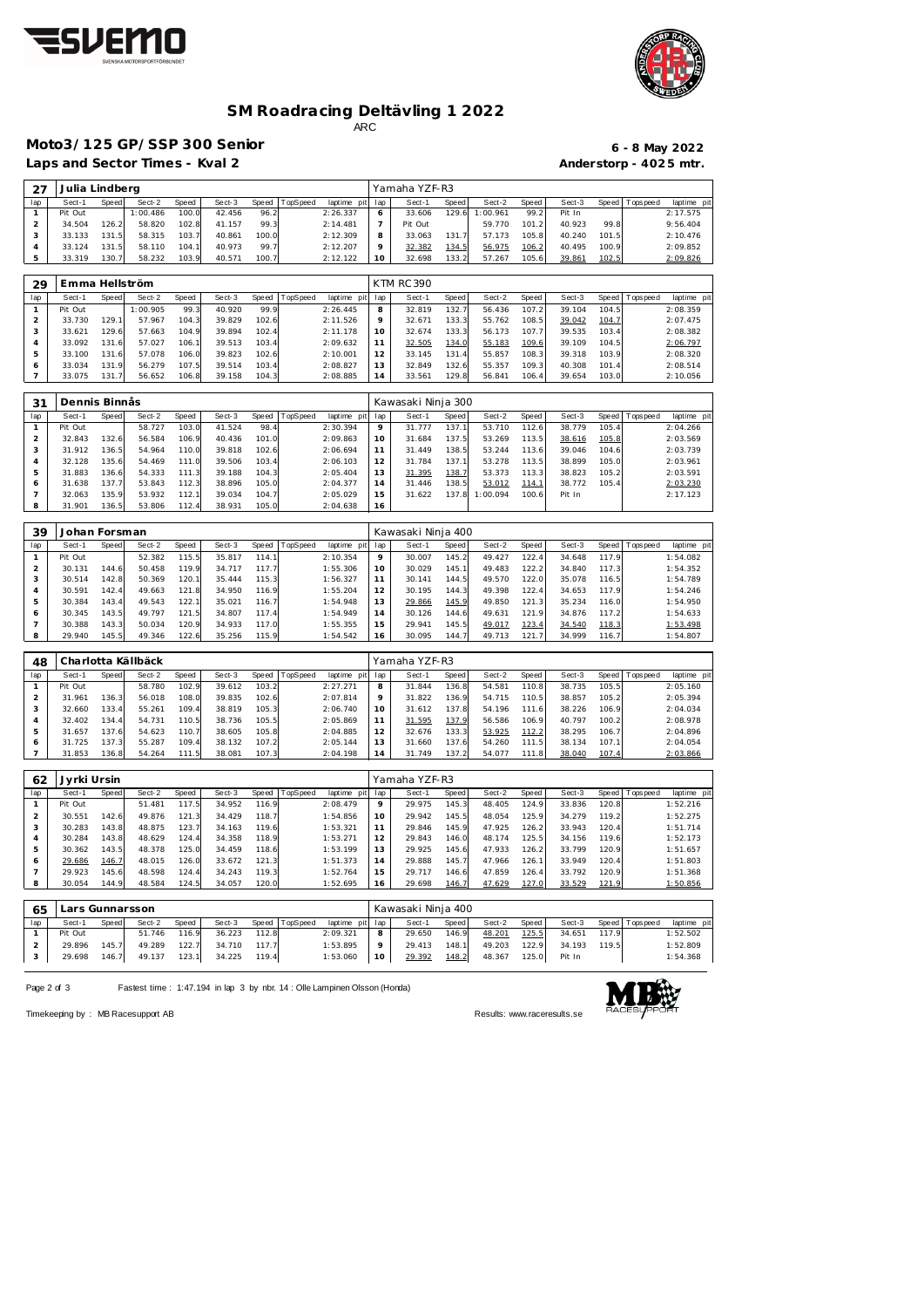# SM Roadracing Deltävling 1 2022

ARC

## Moto3/125 GP/SSP 300 Senior

**6 - 8 May 2022**

**Laps and Sector Times - Kval 2**

**Anderstorp - 4025 mtr.**

### 27 Julia Lindberg — Yamaha YZF-R3

| lap | Sect-1 | Speed | Sect-2 | Speed | Sect-3 | Speed | TopSpeed | laptime pit | lap | Sect-1 | Speed | Sect-2 | Speed | Sect-3 | Speed | Topspeed | laptime pit |
|---|---|---|---|---|---|---|---|---|---|---|---|---|---|---|---|---|---|
| 1 | Pit Out | | 1:00.486 | 100.0 | 42.456 | 96.2 | | 2:26.337 | 6 | 33.606 | 129.6 | 1:00.961 | 99.2 | Pit In | | | 2:17.575 |
| 2 | 34.504 | 126.2 | 58.820 | 102.8 | 41.157 | 99.3 | | 2:14.481 | 7 | Pit Out | | 59.770 | 101.2 | 40.923 | 99.8 | | 9:56.404 |
| 3 | 33.133 | 131.5 | 58.315 | 103.7 | 40.861 | 100.0 | | 2:12.309 | 8 | 33.063 | 131.7 | 57.173 | 105.8 | 40.240 | 101.5 | | 2:10.476 |
| 4 | 33.124 | 131.5 | 58.110 | 104.1 | 40.973 | 99.7 | | 2:12.207 | 9 | 32.382 | 134.5 | 56.975 | 106.2 | 40.495 | 100.9 | | 2:09.852 |
| 5 | 33.319 | 130.7 | 58.232 | 103.9 | 40.571 | 100.7 | | 2:12.122 | 10 | 32.698 | 133.2 | 57.267 | 105.6 | 39.861 | 102.5 | | 2:09.826 |

### 29 Emma Hellström — KTM RC390

| lap | Sect-1 | Speed | Sect-2 | Speed | Sect-3 | Speed | TopSpeed | laptime pit | lap | Sect-1 | Speed | Sect-2 | Speed | Sect-3 | Speed | Topspeed | laptime pit |
|---|---|---|---|---|---|---|---|---|---|---|---|---|---|---|---|---|---|
| 1 | Pit Out | | 1:00.905 | 99.3 | 40.920 | 99.9 | | 2:26.445 | 8 | 32.819 | 132.7 | 56.436 | 107.2 | 39.104 | 104.5 | | 2:08.359 |
| 2 | 33.730 | 129.1 | 57.967 | 104.3 | 39.829 | 102.6 | | 2:11.526 | 9 | 32.671 | 133.3 | 55.762 | 108.5 | 39.042 | 104.7 | | 2:07.475 |
| 3 | 33.621 | 129.6 | 57.663 | 104.9 | 39.894 | 102.4 | | 2:11.178 | 10 | 32.674 | 133.3 | 56.173 | 107.7 | 39.535 | 103.4 | | 2:08.382 |
| 4 | 33.092 | 131.6 | 57.027 | 106.1 | 39.513 | 103.4 | | 2:09.632 | 11 | 32.505 | 134.0 | 55.183 | 109.6 | 39.109 | 104.5 | | 2:06.797 |
| 5 | 33.100 | 131.6 | 57.078 | 106.0 | 39.823 | 102.6 | | 2:10.001 | 12 | 33.145 | 131.4 | 55.857 | 108.3 | 39.318 | 103.9 | | 2:08.320 |
| 6 | 33.034 | 131.9 | 56.279 | 107.5 | 39.514 | 103.4 | | 2:08.827 | 13 | 32.849 | 132.6 | 55.357 | 109.3 | 40.308 | 101.4 | | 2:08.514 |
| 7 | 33.075 | 131.7 | 56.652 | 106.8 | 39.158 | 104.3 | | 2:08.885 | 14 | 33.561 | 129.8 | 56.841 | 106.4 | 39.654 | 103.0 | | 2:10.056 |

### 31 Dennis Binnås — Kawasaki Ninja 300

| lap | Sect-1 | Speed | Sect-2 | Speed | Sect-3 | Speed | TopSpeed | laptime pit | lap | Sect-1 | Speed | Sect-2 | Speed | Sect-3 | Speed | Topspeed | laptime pit |
|---|---|---|---|---|---|---|---|---|---|---|---|---|---|---|---|---|---|
| 1 | Pit Out | | 58.727 | 103.0 | 41.524 | 98.4 | | 2:30.394 | 9 | 31.777 | 137.1 | 53.710 | 112.6 | 38.779 | 105.4 | | 2:04.266 |
| 2 | 32.843 | 132.6 | 56.584 | 106.9 | 40.436 | 101.0 | | 2:09.863 | 10 | 31.684 | 137.5 | 53.269 | 113.5 | 38.616 | 105.8 | | 2:03.569 |
| 3 | 31.912 | 136.5 | 54.964 | 110.0 | 39.818 | 102.6 | | 2:06.694 | 11 | 31.449 | 138.5 | 53.244 | 113.6 | 39.046 | 104.6 | | 2:03.739 |
| 4 | 32.128 | 135.6 | 54.469 | 111.0 | 39.506 | 103.4 | | 2:06.103 | 12 | 31.784 | 137.1 | 53.278 | 113.5 | 38.899 | 105.0 | | 2:03.961 |
| 5 | 31.883 | 136.6 | 54.333 | 111.3 | 39.188 | 104.3 | | 2:05.404 | 13 | 31.395 | 138.7 | 53.373 | 113.3 | 38.823 | 105.2 | | 2:03.591 |
| 6 | 31.638 | 137.7 | 53.843 | 112.3 | 38.896 | 105.0 | | 2:04.377 | 14 | 31.446 | 138.5 | 53.012 | 114.1 | 38.772 | 105.4 | | 2:03.230 |
| 7 | 32.063 | 135.9 | 53.932 | 112.1 | 39.034 | 104.7 | | 2:05.029 | 15 | 31.622 | 137.8 | 1:00.094 | 100.6 | Pit In | | | 2:17.123 |
| 8 | 31.901 | 136.5 | 53.806 | 112.4 | 38.931 | 105.0 | | 2:04.638 | 16 | | | | | | | | |

### 39 Johan Forsman — Kawasaki Ninja 400

| lap | Sect-1 | Speed | Sect-2 | Speed | Sect-3 | Speed | TopSpeed | laptime pit | lap | Sect-1 | Speed | Sect-2 | Speed | Sect-3 | Speed | Topspeed | laptime pit |
|---|---|---|---|---|---|---|---|---|---|---|---|---|---|---|---|---|---|
| 1 | Pit Out | | 52.382 | 115.5 | 35.817 | 114.1 | | 2:10.354 | 9 | 30.007 | 145.2 | 49.427 | 122.4 | 34.648 | 117.9 | | 1:54.082 |
| 2 | 30.131 | 144.6 | 50.458 | 119.9 | 34.717 | 117.7 | | 1:55.306 | 10 | 30.029 | 145.1 | 49.483 | 122.2 | 34.840 | 117.3 | | 1:54.352 |
| 3 | 30.514 | 142.8 | 50.369 | 120.1 | 35.444 | 115.3 | | 1:56.327 | 11 | 30.141 | 144.5 | 49.570 | 122.0 | 35.078 | 116.5 | | 1:54.789 |
| 4 | 30.591 | 142.4 | 49.663 | 121.8 | 34.950 | 116.9 | | 1:55.204 | 12 | 30.195 | 144.3 | 49.398 | 122.4 | 34.653 | 117.9 | | 1:54.246 |
| 5 | 30.384 | 143.4 | 49.543 | 122.1 | 35.021 | 116.7 | | 1:54.948 | 13 | 29.866 | 145.9 | 49.850 | 121.3 | 35.234 | 116.0 | | 1:54.950 |
| 6 | 30.345 | 143.5 | 49.797 | 121.5 | 34.807 | 117.4 | | 1:54.949 | 14 | 30.126 | 144.6 | 49.631 | 121.9 | 34.876 | 117.2 | | 1:54.633 |
| 7 | 30.388 | 143.3 | 50.034 | 120.9 | 34.933 | 117.0 | | 1:55.355 | 15 | 29.941 | 145.5 | 49.017 | 123.4 | 34.540 | 118.3 | | 1:53.498 |
| 8 | 29.940 | 145.5 | 49.346 | 122.6 | 35.256 | 115.9 | | 1:54.542 | 16 | 30.095 | 144.7 | 49.713 | 121.7 | 34.999 | 116.7 | | 1:54.807 |

### 48 Charlotta Källbäck — Yamaha YZF-R3

| lap | Sect-1 | Speed | Sect-2 | Speed | Sect-3 | Speed | TopSpeed | laptime pit | lap | Sect-1 | Speed | Sect-2 | Speed | Sect-3 | Speed | Topspeed | laptime pit |
|---|---|---|---|---|---|---|---|---|---|---|---|---|---|---|---|---|---|
| 1 | Pit Out | | 58.780 | 102.9 | 39.612 | 103.2 | | 2:27.271 | 8 | 31.844 | 136.8 | 54.581 | 110.8 | 38.735 | 105.5 | | 2:05.160 |
| 2 | 31.961 | 136.3 | 56.018 | 108.0 | 39.835 | 102.6 | | 2:07.814 | 9 | 31.822 | 136.9 | 54.715 | 110.5 | 38.857 | 105.2 | | 2:05.394 |
| 3 | 32.660 | 133.4 | 55.261 | 109.4 | 38.819 | 105.3 | | 2:06.740 | 10 | 31.612 | 137.8 | 54.196 | 111.6 | 38.226 | 106.9 | | 2:04.034 |
| 4 | 32.402 | 134.4 | 54.731 | 110.5 | 38.736 | 105.5 | | 2:05.869 | 11 | 31.595 | 137.9 | 56.586 | 106.9 | 40.797 | 100.2 | | 2:08.978 |
| 5 | 31.657 | 137.6 | 54.623 | 110.7 | 38.605 | 105.8 | | 2:04.885 | 12 | 32.676 | 133.3 | 53.925 | 112.2 | 38.295 | 106.7 | | 2:04.896 |
| 6 | 31.725 | 137.3 | 55.287 | 109.4 | 38.132 | 107.2 | | 2:05.144 | 13 | 31.660 | 137.6 | 54.260 | 111.5 | 38.134 | 107.1 | | 2:04.054 |
| 7 | 31.853 | 136.8 | 54.264 | 111.5 | 38.081 | 107.3 | | 2:04.198 | 14 | 31.749 | 137.2 | 54.077 | 111.8 | 38.040 | 107.4 | | 2:03.866 |

### 62 Jyrki Ursin — Yamaha YZF-R3

| lap | Sect-1 | Speed | Sect-2 | Speed | Sect-3 | Speed | TopSpeed | laptime pit | lap | Sect-1 | Speed | Sect-2 | Speed | Sect-3 | Speed | Topspeed | laptime pit |
|---|---|---|---|---|---|---|---|---|---|---|---|---|---|---|---|---|---|
| 1 | Pit Out | | 51.481 | 117.5 | 34.952 | 116.9 | | 2:08.479 | 9 | 29.975 | 145.3 | 48.405 | 124.9 | 33.836 | 120.8 | | 1:52.216 |
| 2 | 30.551 | 142.6 | 49.876 | 121.3 | 34.429 | 118.7 | | 1:54.856 | 10 | 29.942 | 145.5 | 48.054 | 125.9 | 34.279 | 119.2 | | 1:52.275 |
| 3 | 30.283 | 143.8 | 48.875 | 123.7 | 34.163 | 119.6 | | 1:53.321 | 11 | 29.846 | 145.9 | 47.925 | 126.2 | 33.943 | 120.4 | | 1:51.714 |
| 4 | 30.284 | 143.8 | 48.629 | 124.4 | 34.358 | 118.9 | | 1:53.271 | 12 | 29.843 | 146.0 | 48.174 | 125.5 | 34.156 | 119.6 | | 1:52.173 |
| 5 | 30.362 | 143.5 | 48.378 | 125.0 | 34.459 | 118.6 | | 1:53.199 | 13 | 29.925 | 145.6 | 47.933 | 126.2 | 33.799 | 120.9 | | 1:51.657 |
| 6 | 29.686 | 146.7 | 48.015 | 126.0 | 33.672 | 121.3 | | 1:51.373 | 14 | 29.888 | 145.7 | 47.966 | 126.1 | 33.949 | 120.4 | | 1:51.803 |
| 7 | 29.923 | 145.6 | 48.598 | 124.4 | 34.243 | 119.3 | | 1:52.764 | 15 | 29.717 | 146.6 | 47.859 | 126.4 | 33.792 | 120.9 | | 1:51.368 |
| 8 | 30.054 | 144.9 | 48.584 | 124.5 | 34.057 | 120.0 | | 1:52.695 | 16 | 29.698 | 146.7 | 47.629 | 127.0 | 33.529 | 121.9 | | 1:50.856 |

### 65 Lars Gunnarsson — Kawasaki Ninja 400

| lap | Sect-1 | Speed | Sect-2 | Speed | Sect-3 | Speed | TopSpeed | laptime pit | lap | Sect-1 | Speed | Sect-2 | Speed | Sect-3 | Speed | Topspeed | laptime pit |
|---|---|---|---|---|---|---|---|---|---|---|---|---|---|---|---|---|---|
| 1 | Pit Out | | 51.746 | 116.9 | 36.223 | 112.8 | | 2:09.321 | 8 | 29.650 | 146.9 | 48.201 | 125.5 | 34.651 | 117.9 | | 1:52.502 |
| 2 | 29.896 | 145.7 | 49.289 | 122.7 | 34.710 | 117.7 | | 1:53.895 | 9 | 29.413 | 148.1 | 49.203 | 122.9 | 34.193 | 119.5 | | 1:52.809 |
| 3 | 29.698 | 146.7 | 49.137 | 123.1 | 34.225 | 119.4 | | 1:53.060 | 10 | 29.392 | 148.2 | 48.367 | 125.0 | Pit In | | | 1:54.368 |

Fastest time : 1:47.194 in lap 3 by nbr. 14 : Olle Lampinen Olsson (Honda)

Timekeeping by : MB Racesupport AB

Results: www.raceresults.se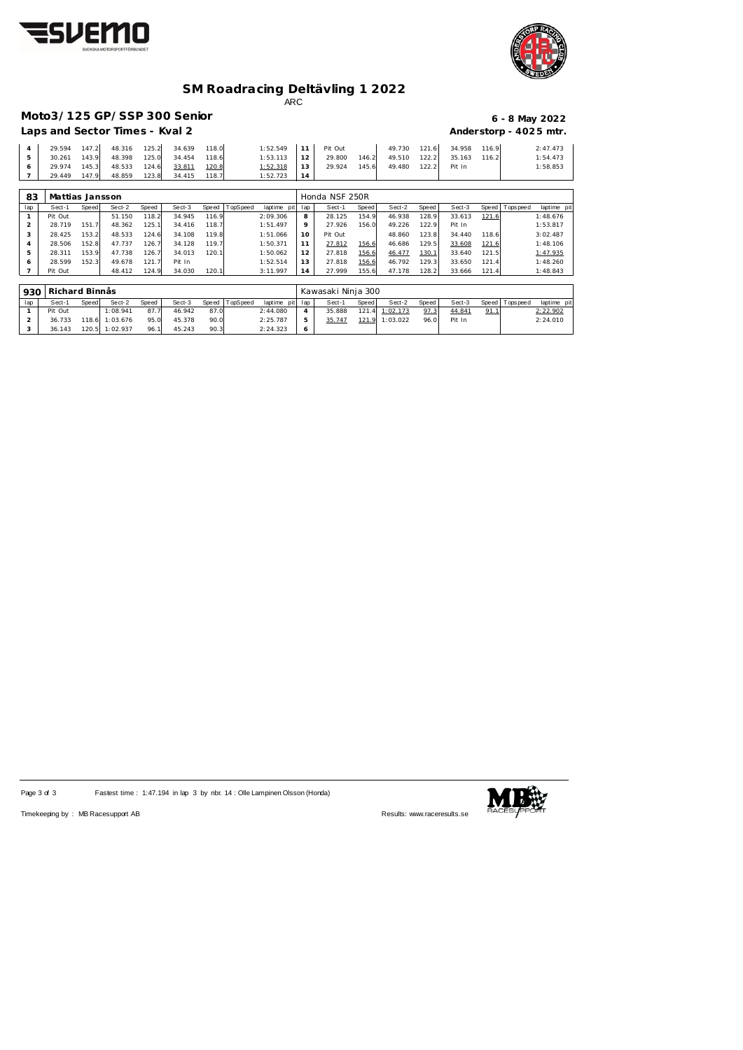# SM Roadracing Deltävling 1 2022

ARC

## Moto3/125 GP/SSP 300 Senior

**6 - 8 May 2022**

**Laps and Sector Times - Kval 2**

**Anderstorp - 4025 mtr.**

| | | | | | | | | | | | | | | | | | | |
|---|---|---|---|---|---|---|---|---|---|---|---|---|---|---|---|---|---|---|
| 4 | 29.594 | 147.2 | 48.316 | 125.2 | 34.639 | 118.0 | | 1:52.549 | 11 | Pit Out | | 49.730 | 121.6 | 34.958 | 116.9 | | 2:47.473 |
| 5 | 30.261 | 143.9 | 48.398 | 125.0 | 34.454 | 118.6 | | 1:53.113 | 12 | 29.800 | 146.2 | 49.510 | 122.2 | 35.163 | 116.2 | | 1:54.473 |
| 6 | 29.974 | 145.3 | 48.533 | 124.6 | 33.811 | 120.8 | | 1:52.318 | 13 | 29.924 | 145.6 | 49.480 | 122.2 | Pit In | | | 1:58.853 |
| 7 | 29.449 | 147.9 | 48.859 | 123.8 | 34.415 | 118.7 | | 1:52.723 | 14 | | | | | | | | |

**83 Mattias Jansson** — Honda NSF 250R

| lap | Sect-1 | Speed | Sect-2 | Speed | Sect-3 | Speed | TopSpeed | laptime pit | lap | Sect-1 | Speed | Sect-2 | Speed | Sect-3 | Speed | Topspeed | laptime pit |
|---|---|---|---|---|---|---|---|---|---|---|---|---|---|---|---|---|---|
| 1 | Pit Out | | 51.150 | 118.2 | 34.945 | 116.9 | | 2:09.306 | 8 | 28.125 | 154.9 | 46.938 | 128.9 | 33.613 | 121.6 | | 1:48.676 |
| 2 | 28.719 | 151.7 | 48.362 | 125.1 | 34.416 | 118.7 | | 1:51.497 | 9 | 27.926 | 156.0 | 49.226 | 122.9 | Pit In | | | 1:53.817 |
| 3 | 28.425 | 153.2 | 48.533 | 124.6 | 34.108 | 119.8 | | 1:51.066 | 10 | Pit Out | | 48.860 | 123.8 | 34.440 | 118.6 | | 3:02.487 |
| 4 | 28.506 | 152.8 | 47.737 | 126.7 | 34.128 | 119.7 | | 1:50.371 | 11 | 27.812 | 156.6 | 46.686 | 129.5 | 33.608 | 121.6 | | 1:48.106 |
| 5 | 28.311 | 153.9 | 47.738 | 126.7 | 34.013 | 120.1 | | 1:50.062 | 12 | 27.818 | 156.6 | 46.477 | 130.1 | 33.640 | 121.5 | | 1:47.935 |
| 6 | 28.599 | 152.3 | 49.678 | 121.7 | Pit In | | | 1:52.514 | 13 | 27.818 | 156.6 | 46.792 | 129.3 | 33.650 | 121.4 | | 1:48.260 |
| 7 | Pit Out | | 48.412 | 124.9 | 34.030 | 120.1 | | 3:11.997 | 14 | 27.999 | 155.6 | 47.178 | 128.2 | 33.666 | 121.4 | | 1:48.843 |

**930 Richard Binnås** — Kawasaki Ninja 300

| lap | Sect-1 | Speed | Sect-2 | Speed | Sect-3 | Speed | TopSpeed | laptime pit | lap | Sect-1 | Speed | Sect-2 | Speed | Sect-3 | Speed | Topspeed | laptime pit |
|---|---|---|---|---|---|---|---|---|---|---|---|---|---|---|---|---|---|
| 1 | Pit Out | | 1:08.941 | 87.7 | 46.942 | 87.0 | | 2:44.080 | 4 | 35.888 | 121.4 | 1:02.173 | 97.3 | 44.841 | 91.1 | | 2:22.902 |
| 2 | 36.733 | 118.6 | 1:03.676 | 95.0 | 45.378 | 90.0 | | 2:25.787 | 5 | 35.747 | 121.9 | 1:03.022 | 96.0 | Pit In | | | 2:24.010 |
| 3 | 36.143 | 120.5 | 1:02.937 | 96.1 | 45.243 | 90.3 | | 2:24.323 | 6 | | | | | | | | |

Fastest time : 1:47.194 in lap 3 by nbr. 14 : Olle Lampinen Olsson (Honda)

Timekeeping by : MB Racesupport AB

Results: www.raceresults.se